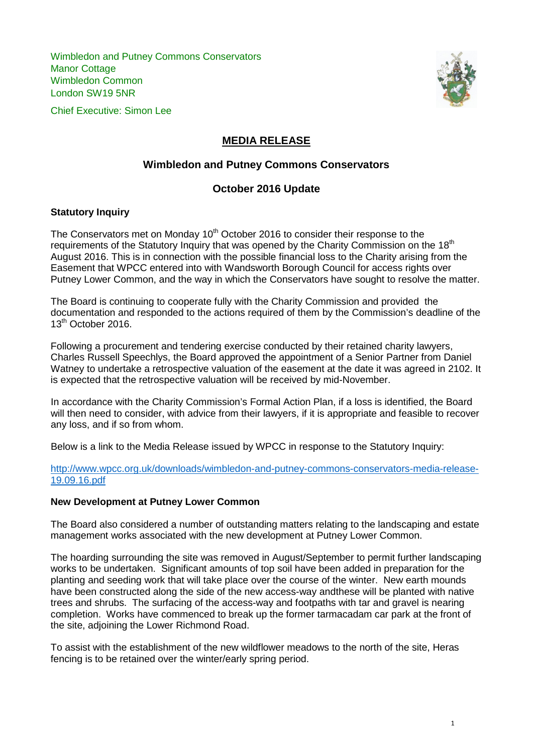Wimbledon and Putney Commons Conservators
Manor Cottage
Wimbledon Common
London SW19 5NR

Chief Executive: Simon Lee

# MEDIA RELEASE

## Wimbledon and Putney Commons Conservators

## October 2016 Update

**Statutory Inquiry**

The Conservators met on Monday 10th October 2016 to consider their response to the requirements of the Statutory Inquiry that was opened by the Charity Commission on the 18th August 2016. This is in connection with the possible financial loss to the Charity arising from the Easement that WPCC entered into with Wandsworth Borough Council for access rights over Putney Lower Common, and the way in which the Conservators have sought to resolve the matter.

The Board is continuing to cooperate fully with the Charity Commission and provided the documentation and responded to the actions required of them by the Commission's deadline of the 13th October 2016.

Following a procurement and tendering exercise conducted by their retained charity lawyers, Charles Russell Speechlys, the Board approved the appointment of a Senior Partner from Daniel Watney to undertake a retrospective valuation of the easement at the date it was agreed in 2102. It is expected that the retrospective valuation will be received by mid-November.

In accordance with the Charity Commission's Formal Action Plan, if a loss is identified, the Board will then need to consider, with advice from their lawyers, if it is appropriate and feasible to recover any loss, and if so from whom.

Below is a link to the Media Release issued by WPCC in response to the Statutory Inquiry:

http://www.wpcc.org.uk/downloads/wimbledon-and-putney-commons-conservators-media-release-19.09.16.pdf

**New Development at Putney Lower Common**

The Board also considered a number of outstanding matters relating to the landscaping and estate management works associated with the new development at Putney Lower Common.

The hoarding surrounding the site was removed in August/September to permit further landscaping works to be undertaken. Significant amounts of top soil have been added in preparation for the planting and seeding work that will take place over the course of the winter. New earth mounds have been constructed along the side of the new access-way andthese will be planted with native trees and shrubs. The surfacing of the access-way and footpaths with tar and gravel is nearing completion. Works have commenced to break up the former tarmacadam car park at the front of the site, adjoining the Lower Richmond Road.

To assist with the establishment of the new wildflower meadows to the north of the site, Heras fencing is to be retained over the winter/early spring period.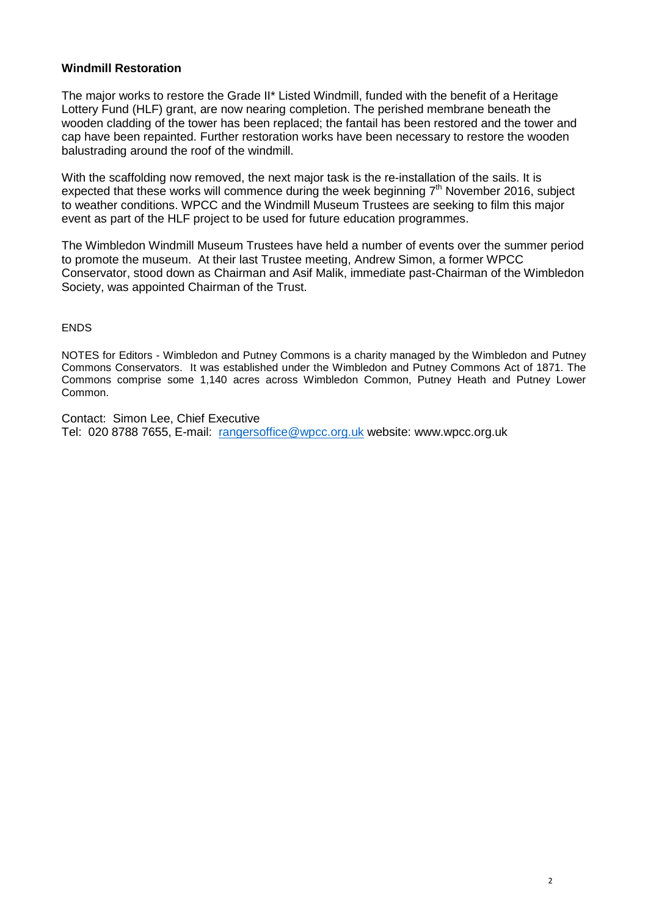### Windmill Restoration

The major works to restore the Grade II* Listed Windmill, funded with the benefit of a Heritage Lottery Fund (HLF) grant, are now nearing completion. The perished membrane beneath the wooden cladding of the tower has been replaced; the fantail has been restored and the tower and cap have been repainted. Further restoration works have been necessary to restore the wooden balustrading around the roof of the windmill.

With the scaffolding now removed, the next major task is the re-installation of the sails. It is expected that these works will commence during the week beginning 7th November 2016, subject to weather conditions. WPCC and the Windmill Museum Trustees are seeking to film this major event as part of the HLF project to be used for future education programmes.

The Wimbledon Windmill Museum Trustees have held a number of events over the summer period to promote the museum. At their last Trustee meeting, Andrew Simon, a former WPCC Conservator, stood down as Chairman and Asif Malik, immediate past-Chairman of the Wimbledon Society, was appointed Chairman of the Trust.

ENDS

NOTES for Editors - Wimbledon and Putney Commons is a charity managed by the Wimbledon and Putney Commons Conservators. It was established under the Wimbledon and Putney Commons Act of 1871. The Commons comprise some 1,140 acres across Wimbledon Common, Putney Heath and Putney Lower Common.

Contact: Simon Lee, Chief Executive
Tel: 020 8788 7655, E-mail: rangersoffice@wpcc.org.uk website: www.wpcc.org.uk